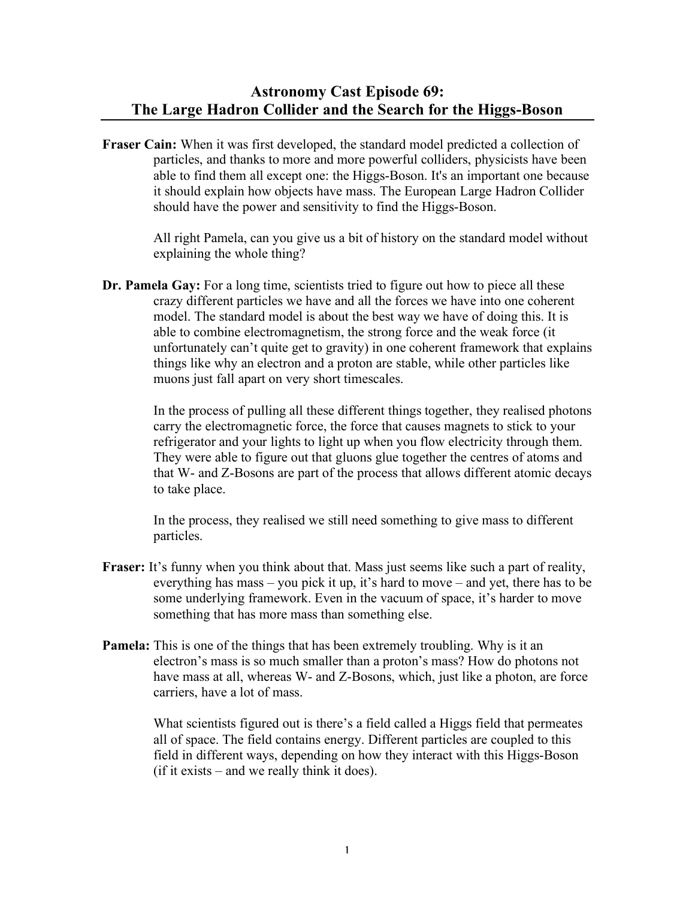# Astronomy Cast Episode 69: The Large Hadron Collider and the Search for the Higgs-Boson

**Fraser Cain:** When it was first developed, the standard model predicted a collection of particles, and thanks to more and more powerful colliders, physicists have been able to find them all except one: the Higgs-Boson. It's an important one because it should explain how objects have mass. The European Large Hadron Collider should have the power and sensitivity to find the Higgs-Boson.

All right Pamela, can you give us a bit of history on the standard model without explaining the whole thing?

**Dr. Pamela Gay:** For a long time, scientists tried to figure out how to piece all these crazy different particles we have and all the forces we have into one coherent model. The standard model is about the best way we have of doing this. It is able to combine electromagnetism, the strong force and the weak force (it unfortunately can't quite get to gravity) in one coherent framework that explains things like why an electron and a proton are stable, while other particles like muons just fall apart on very short timescales.

In the process of pulling all these different things together, they realised photons carry the electromagnetic force, the force that causes magnets to stick to your refrigerator and your lights to light up when you flow electricity through them. They were able to figure out that gluons glue together the centres of atoms and that W- and Z-Bosons are part of the process that allows different atomic decays to take place.

In the process, they realised we still need something to give mass to different particles.

**Fraser:** It's funny when you think about that. Mass just seems like such a part of reality, everything has mass – you pick it up, it's hard to move – and yet, there has to be some underlying framework. Even in the vacuum of space, it's harder to move something that has more mass than something else.

**Pamela:** This is one of the things that has been extremely troubling. Why is it an electron's mass is so much smaller than a proton's mass? How do photons not have mass at all, whereas W- and Z-Bosons, which, just like a photon, are force carriers, have a lot of mass.

What scientists figured out is there's a field called a Higgs field that permeates all of space. The field contains energy. Different particles are coupled to this field in different ways, depending on how they interact with this Higgs-Boson (if it exists – and we really think it does).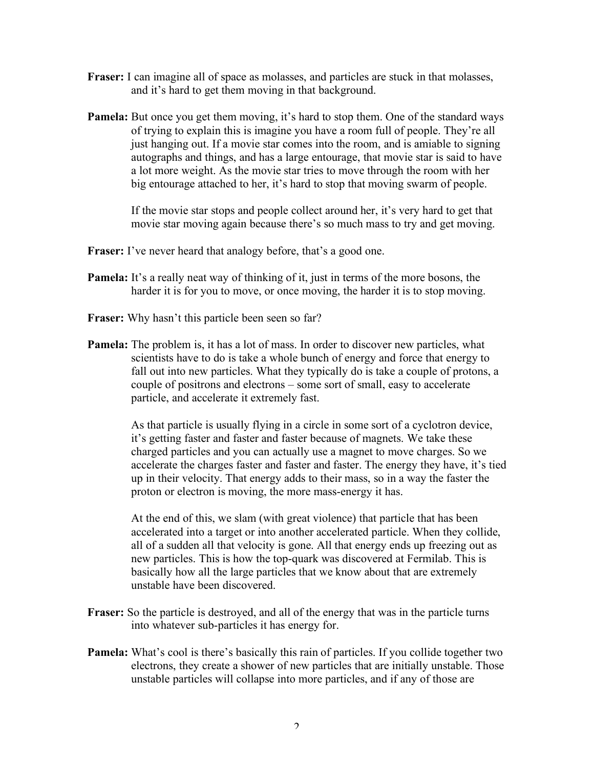**Fraser:** I can imagine all of space as molasses, and particles are stuck in that molasses, and it's hard to get them moving in that background.

**Pamela:** But once you get them moving, it's hard to stop them. One of the standard ways of trying to explain this is imagine you have a room full of people. They're all just hanging out. If a movie star comes into the room, and is amiable to signing autographs and things, and has a large entourage, that movie star is said to have a lot more weight. As the movie star tries to move through the room with her big entourage attached to her, it's hard to stop that moving swarm of people.

If the movie star stops and people collect around her, it's very hard to get that movie star moving again because there's so much mass to try and get moving.

**Fraser:** I've never heard that analogy before, that's a good one.

**Pamela:** It's a really neat way of thinking of it, just in terms of the more bosons, the harder it is for you to move, or once moving, the harder it is to stop moving.

**Fraser:** Why hasn't this particle been seen so far?

**Pamela:** The problem is, it has a lot of mass. In order to discover new particles, what scientists have to do is take a whole bunch of energy and force that energy to fall out into new particles. What they typically do is take a couple of protons, a couple of positrons and electrons – some sort of small, easy to accelerate particle, and accelerate it extremely fast.

As that particle is usually flying in a circle in some sort of a cyclotron device, it's getting faster and faster and faster because of magnets. We take these charged particles and you can actually use a magnet to move charges. So we accelerate the charges faster and faster and faster. The energy they have, it's tied up in their velocity. That energy adds to their mass, so in a way the faster the proton or electron is moving, the more mass-energy it has.

At the end of this, we slam (with great violence) that particle that has been accelerated into a target or into another accelerated particle. When they collide, all of a sudden all that velocity is gone. All that energy ends up freezing out as new particles. This is how the top-quark was discovered at Fermilab. This is basically how all the large particles that we know about that are extremely unstable have been discovered.

**Fraser:** So the particle is destroyed, and all of the energy that was in the particle turns into whatever sub-particles it has energy for.

**Pamela:** What's cool is there's basically this rain of particles. If you collide together two electrons, they create a shower of new particles that are initially unstable. Those unstable particles will collapse into more particles, and if any of those are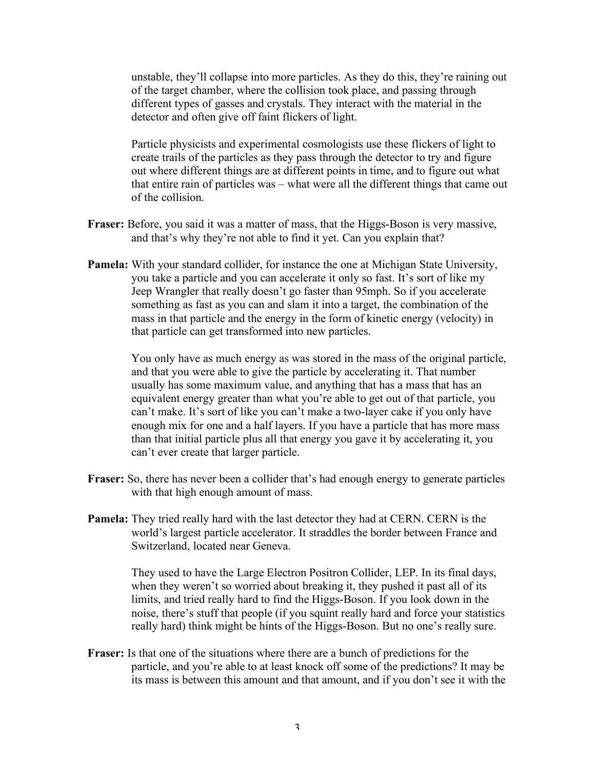unstable, they'll collapse into more particles. As they do this, they're raining out of the target chamber, where the collision took place, and passing through different types of gasses and crystals. They interact with the material in the detector and often give off faint flickers of light.

Particle physicists and experimental cosmologists use these flickers of light to create trails of the particles as they pass through the detector to try and figure out where different things are at different points in time, and to figure out what that entire rain of particles was – what were all the different things that came out of the collision.

**Fraser:** Before, you said it was a matter of mass, that the Higgs-Boson is very massive, and that's why they're not able to find it yet. Can you explain that?

**Pamela:** With your standard collider, for instance the one at Michigan State University, you take a particle and you can accelerate it only so fast. It's sort of like my Jeep Wrangler that really doesn't go faster than 95mph. So if you accelerate something as fast as you can and slam it into a target, the combination of the mass in that particle and the energy in the form of kinetic energy (velocity) in that particle can get transformed into new particles.

You only have as much energy as was stored in the mass of the original particle, and that you were able to give the particle by accelerating it. That number usually has some maximum value, and anything that has a mass that has an equivalent energy greater than what you're able to get out of that particle, you can't make. It's sort of like you can't make a two-layer cake if you only have enough mix for one and a half layers. If you have a particle that has more mass than that initial particle plus all that energy you gave it by accelerating it, you can't ever create that larger particle.

**Fraser:** So, there has never been a collider that's had enough energy to generate particles with that high enough amount of mass.

**Pamela:** They tried really hard with the last detector they had at CERN. CERN is the world's largest particle accelerator. It straddles the border between France and Switzerland, located near Geneva.

They used to have the Large Electron Positron Collider, LEP. In its final days, when they weren't so worried about breaking it, they pushed it past all of its limits, and tried really hard to find the Higgs-Boson. If you look down in the noise, there's stuff that people (if you squint really hard and force your statistics really hard) think might be hints of the Higgs-Boson. But no one's really sure.

**Fraser:** Is that one of the situations where there are a bunch of predictions for the particle, and you're able to at least knock off some of the predictions? It may be its mass is between this amount and that amount, and if you don't see it with the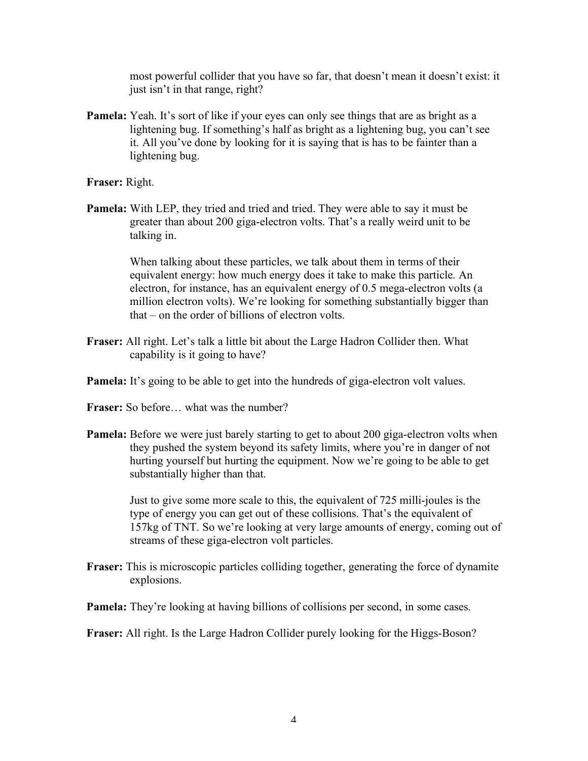most powerful collider that you have so far, that doesn't mean it doesn't exist: it just isn't in that range, right?

**Pamela:** Yeah. It's sort of like if your eyes can only see things that are as bright as a lightening bug. If something's half as bright as a lightening bug, you can't see it. All you've done by looking for it is saying that is has to be fainter than a lightening bug.

**Fraser:** Right.

**Pamela:** With LEP, they tried and tried and tried. They were able to say it must be greater than about 200 giga-electron volts. That's a really weird unit to be talking in.

When talking about these particles, we talk about them in terms of their equivalent energy: how much energy does it take to make this particle. An electron, for instance, has an equivalent energy of 0.5 mega-electron volts (a million electron volts). We're looking for something substantially bigger than that – on the order of billions of electron volts.

**Fraser:** All right. Let's talk a little bit about the Large Hadron Collider then. What capability is it going to have?

**Pamela:** It's going to be able to get into the hundreds of giga-electron volt values.

**Fraser:** So before… what was the number?

**Pamela:** Before we were just barely starting to get to about 200 giga-electron volts when they pushed the system beyond its safety limits, where you're in danger of not hurting yourself but hurting the equipment. Now we're going to be able to get substantially higher than that.

Just to give some more scale to this, the equivalent of 725 milli-joules is the type of energy you can get out of these collisions. That's the equivalent of 157kg of TNT. So we're looking at very large amounts of energy, coming out of streams of these giga-electron volt particles.

**Fraser:** This is microscopic particles colliding together, generating the force of dynamite explosions.

**Pamela:** They're looking at having billions of collisions per second, in some cases.

**Fraser:** All right. Is the Large Hadron Collider purely looking for the Higgs-Boson?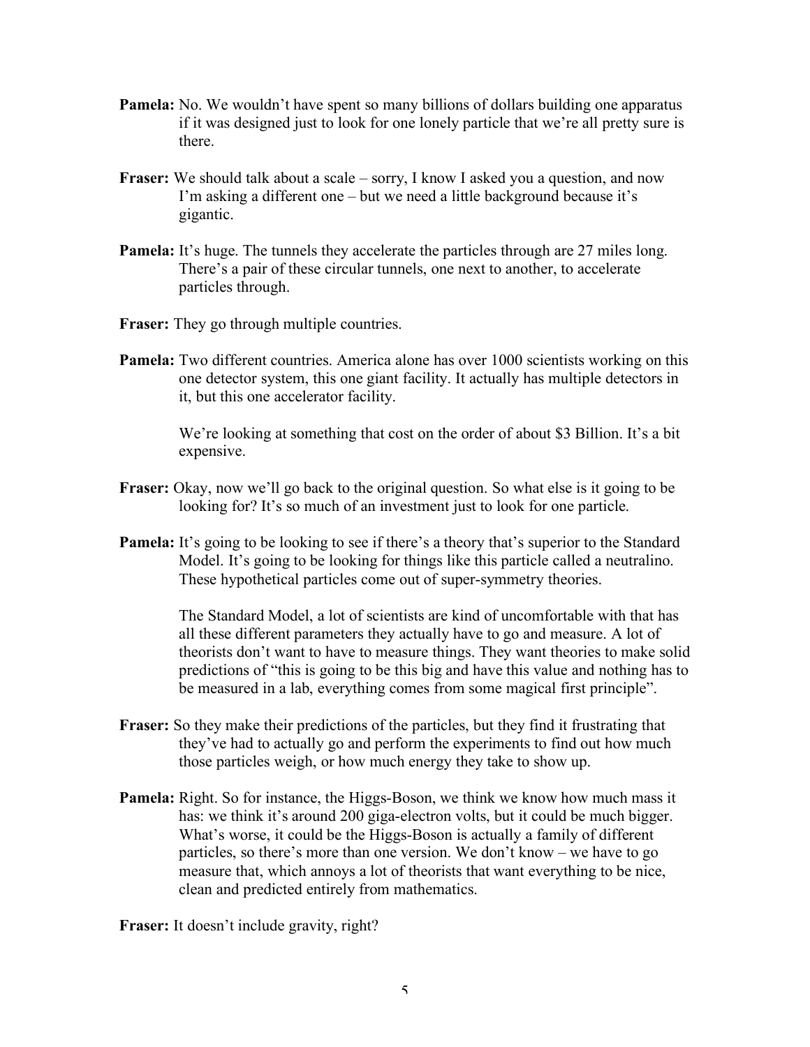**Pamela:** No. We wouldn't have spent so many billions of dollars building one apparatus if it was designed just to look for one lonely particle that we're all pretty sure is there.

**Fraser:** We should talk about a scale – sorry, I know I asked you a question, and now I'm asking a different one – but we need a little background because it's gigantic.

**Pamela:** It's huge. The tunnels they accelerate the particles through are 27 miles long. There's a pair of these circular tunnels, one next to another, to accelerate particles through.

**Fraser:** They go through multiple countries.

**Pamela:** Two different countries. America alone has over 1000 scientists working on this one detector system, this one giant facility. It actually has multiple detectors in it, but this one accelerator facility.

We're looking at something that cost on the order of about $3 Billion. It's a bit expensive.

**Fraser:** Okay, now we'll go back to the original question. So what else is it going to be looking for? It's so much of an investment just to look for one particle.

**Pamela:** It's going to be looking to see if there's a theory that's superior to the Standard Model. It's going to be looking for things like this particle called a neutralino. These hypothetical particles come out of super-symmetry theories.

The Standard Model, a lot of scientists are kind of uncomfortable with that has all these different parameters they actually have to go and measure. A lot of theorists don't want to have to measure things. They want theories to make solid predictions of "this is going to be this big and have this value and nothing has to be measured in a lab, everything comes from some magical first principle".

**Fraser:** So they make their predictions of the particles, but they find it frustrating that they've had to actually go and perform the experiments to find out how much those particles weigh, or how much energy they take to show up.

**Pamela:** Right. So for instance, the Higgs-Boson, we think we know how much mass it has: we think it's around 200 giga-electron volts, but it could be much bigger. What's worse, it could be the Higgs-Boson is actually a family of different particles, so there's more than one version. We don't know – we have to go measure that, which annoys a lot of theorists that want everything to be nice, clean and predicted entirely from mathematics.

**Fraser:** It doesn't include gravity, right?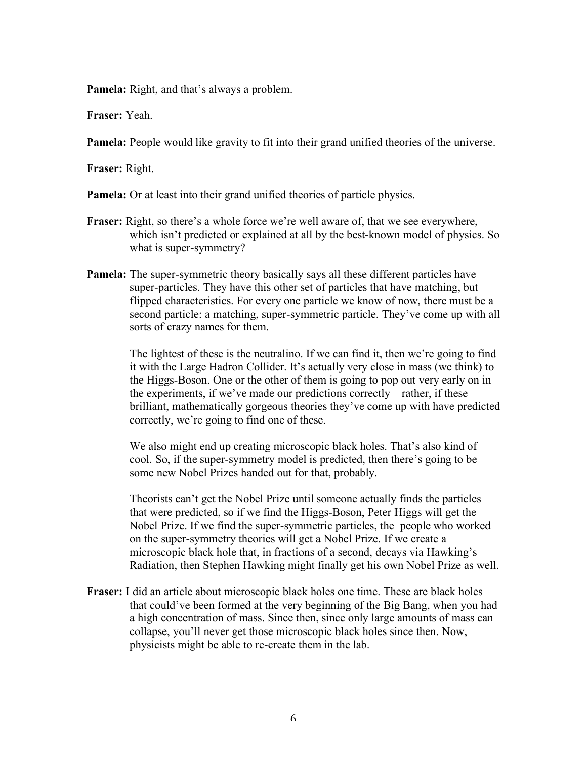**Pamela:** Right, and that's always a problem.

**Fraser:** Yeah.

**Pamela:** People would like gravity to fit into their grand unified theories of the universe.

**Fraser:** Right.

**Pamela:** Or at least into their grand unified theories of particle physics.

**Fraser:** Right, so there's a whole force we're well aware of, that we see everywhere, which isn't predicted or explained at all by the best-known model of physics. So what is super-symmetry?

**Pamela:** The super-symmetric theory basically says all these different particles have super-particles. They have this other set of particles that have matching, but flipped characteristics. For every one particle we know of now, there must be a second particle: a matching, super-symmetric particle. They've come up with all sorts of crazy names for them.

The lightest of these is the neutralino. If we can find it, then we're going to find it with the Large Hadron Collider. It's actually very close in mass (we think) to the Higgs-Boson. One or the other of them is going to pop out very early on in the experiments, if we've made our predictions correctly – rather, if these brilliant, mathematically gorgeous theories they've come up with have predicted correctly, we're going to find one of these.

We also might end up creating microscopic black holes. That's also kind of cool. So, if the super-symmetry model is predicted, then there's going to be some new Nobel Prizes handed out for that, probably.

Theorists can't get the Nobel Prize until someone actually finds the particles that were predicted, so if we find the Higgs-Boson, Peter Higgs will get the Nobel Prize. If we find the super-symmetric particles, the people who worked on the super-symmetry theories will get a Nobel Prize. If we create a microscopic black hole that, in fractions of a second, decays via Hawking's Radiation, then Stephen Hawking might finally get his own Nobel Prize as well.

**Fraser:** I did an article about microscopic black holes one time. These are black holes that could've been formed at the very beginning of the Big Bang, when you had a high concentration of mass. Since then, since only large amounts of mass can collapse, you'll never get those microscopic black holes since then. Now, physicists might be able to re-create them in the lab.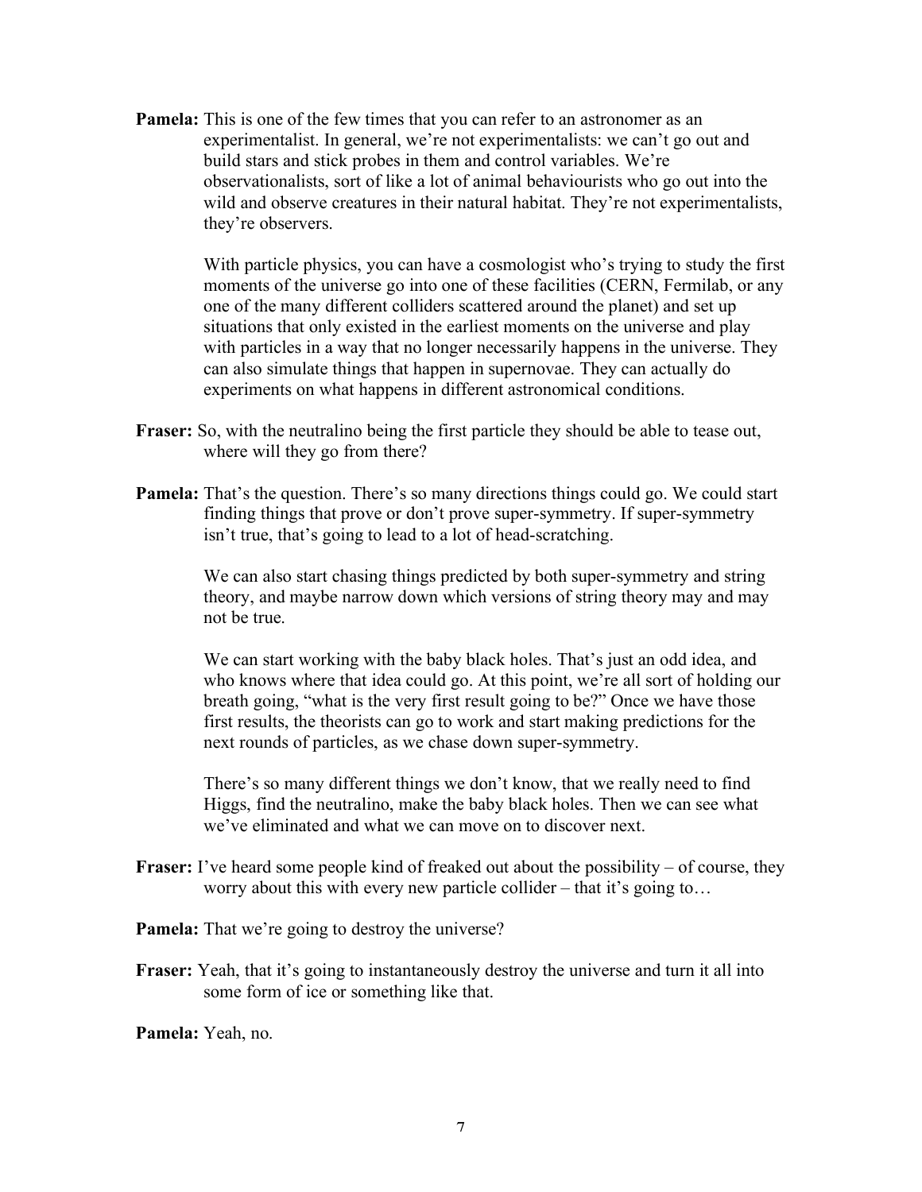**Pamela:** This is one of the few times that you can refer to an astronomer as an experimentalist. In general, we're not experimentalists: we can't go out and build stars and stick probes in them and control variables. We're observationalists, sort of like a lot of animal behaviourists who go out into the wild and observe creatures in their natural habitat. They're not experimentalists, they're observers.

With particle physics, you can have a cosmologist who's trying to study the first moments of the universe go into one of these facilities (CERN, Fermilab, or any one of the many different colliders scattered around the planet) and set up situations that only existed in the earliest moments on the universe and play with particles in a way that no longer necessarily happens in the universe. They can also simulate things that happen in supernovae. They can actually do experiments on what happens in different astronomical conditions.

**Fraser:** So, with the neutralino being the first particle they should be able to tease out, where will they go from there?

**Pamela:** That's the question. There's so many directions things could go. We could start finding things that prove or don't prove super-symmetry. If super-symmetry isn't true, that's going to lead to a lot of head-scratching.

We can also start chasing things predicted by both super-symmetry and string theory, and maybe narrow down which versions of string theory may and may not be true.

We can start working with the baby black holes. That's just an odd idea, and who knows where that idea could go. At this point, we're all sort of holding our breath going, "what is the very first result going to be?" Once we have those first results, the theorists can go to work and start making predictions for the next rounds of particles, as we chase down super-symmetry.

There's so many different things we don't know, that we really need to find Higgs, find the neutralino, make the baby black holes. Then we can see what we've eliminated and what we can move on to discover next.

**Fraser:** I've heard some people kind of freaked out about the possibility – of course, they worry about this with every new particle collider – that it's going to…

**Pamela:** That we're going to destroy the universe?

**Fraser:** Yeah, that it's going to instantaneously destroy the universe and turn it all into some form of ice or something like that.

**Pamela:** Yeah, no.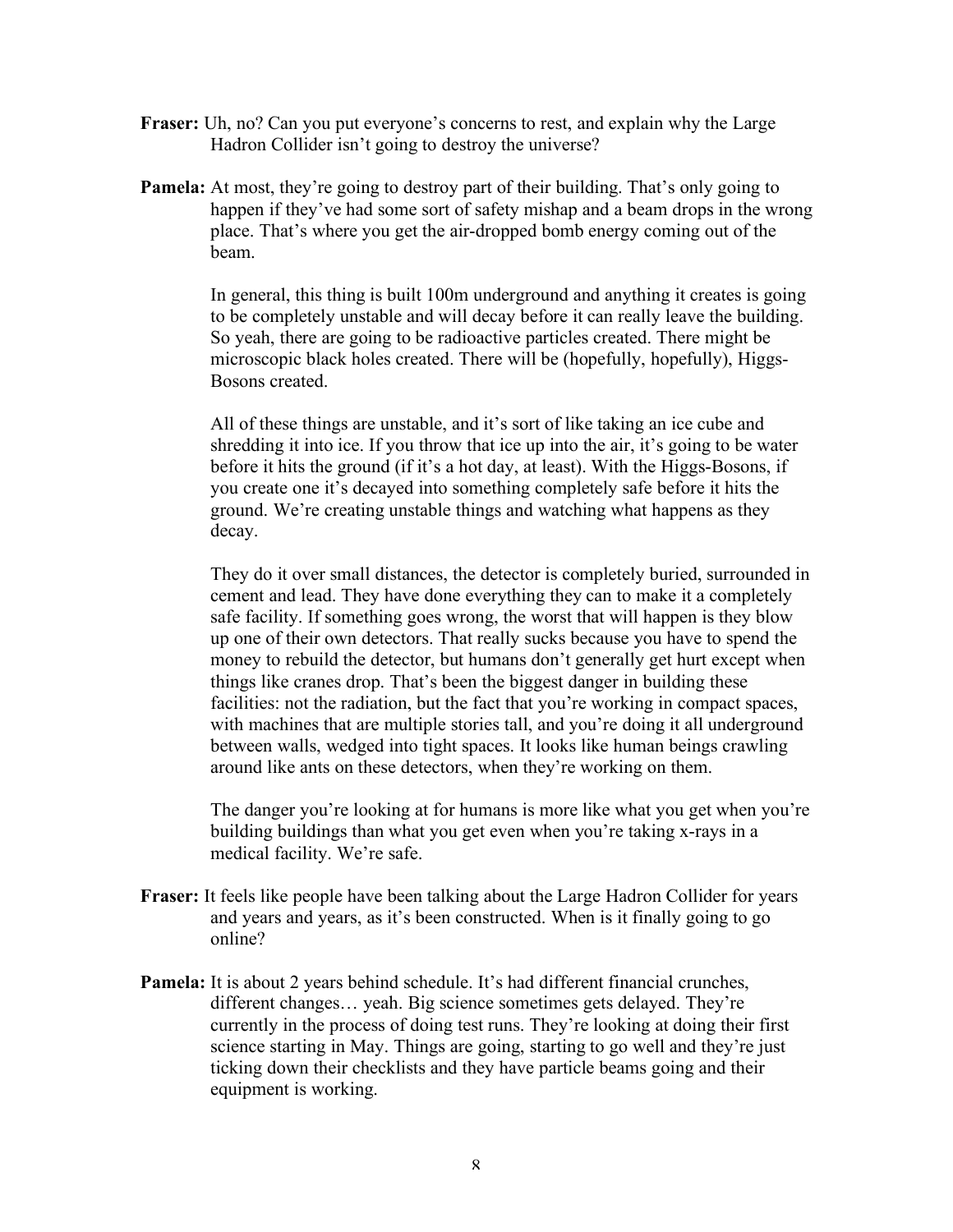**Fraser:** Uh, no? Can you put everyone's concerns to rest, and explain why the Large Hadron Collider isn't going to destroy the universe?

**Pamela:** At most, they're going to destroy part of their building. That's only going to happen if they've had some sort of safety mishap and a beam drops in the wrong place. That's where you get the air-dropped bomb energy coming out of the beam.

In general, this thing is built 100m underground and anything it creates is going to be completely unstable and will decay before it can really leave the building. So yeah, there are going to be radioactive particles created. There might be microscopic black holes created. There will be (hopefully, hopefully), Higgs-Bosons created.

All of these things are unstable, and it's sort of like taking an ice cube and shredding it into ice. If you throw that ice up into the air, it's going to be water before it hits the ground (if it's a hot day, at least). With the Higgs-Bosons, if you create one it's decayed into something completely safe before it hits the ground. We're creating unstable things and watching what happens as they decay.

They do it over small distances, the detector is completely buried, surrounded in cement and lead. They have done everything they can to make it a completely safe facility. If something goes wrong, the worst that will happen is they blow up one of their own detectors. That really sucks because you have to spend the money to rebuild the detector, but humans don't generally get hurt except when things like cranes drop. That's been the biggest danger in building these facilities: not the radiation, but the fact that you're working in compact spaces, with machines that are multiple stories tall, and you're doing it all underground between walls, wedged into tight spaces. It looks like human beings crawling around like ants on these detectors, when they're working on them.

The danger you're looking at for humans is more like what you get when you're building buildings than what you get even when you're taking x-rays in a medical facility. We're safe.

**Fraser:** It feels like people have been talking about the Large Hadron Collider for years and years and years, as it's been constructed. When is it finally going to go online?

**Pamela:** It is about 2 years behind schedule. It's had different financial crunches, different changes… yeah. Big science sometimes gets delayed. They're currently in the process of doing test runs. They're looking at doing their first science starting in May. Things are going, starting to go well and they're just ticking down their checklists and they have particle beams going and their equipment is working.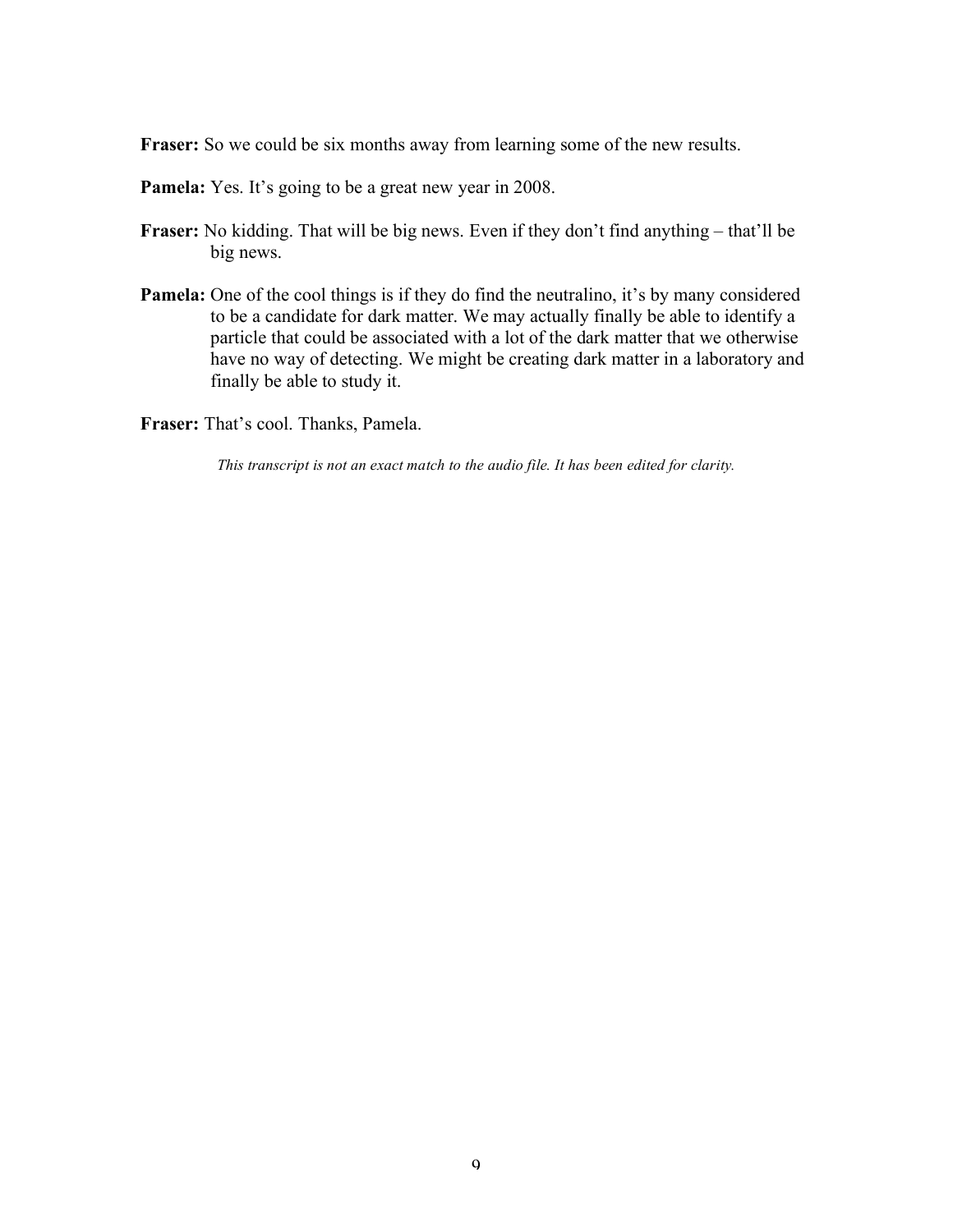**Fraser:** So we could be six months away from learning some of the new results.

**Pamela:** Yes. It's going to be a great new year in 2008.

**Fraser:** No kidding. That will be big news. Even if they don't find anything – that'll be big news.

**Pamela:** One of the cool things is if they do find the neutralino, it's by many considered to be a candidate for dark matter. We may actually finally be able to identify a particle that could be associated with a lot of the dark matter that we otherwise have no way of detecting. We might be creating dark matter in a laboratory and finally be able to study it.

**Fraser:** That's cool. Thanks, Pamela.

*This transcript is not an exact match to the audio file. It has been edited for clarity.*